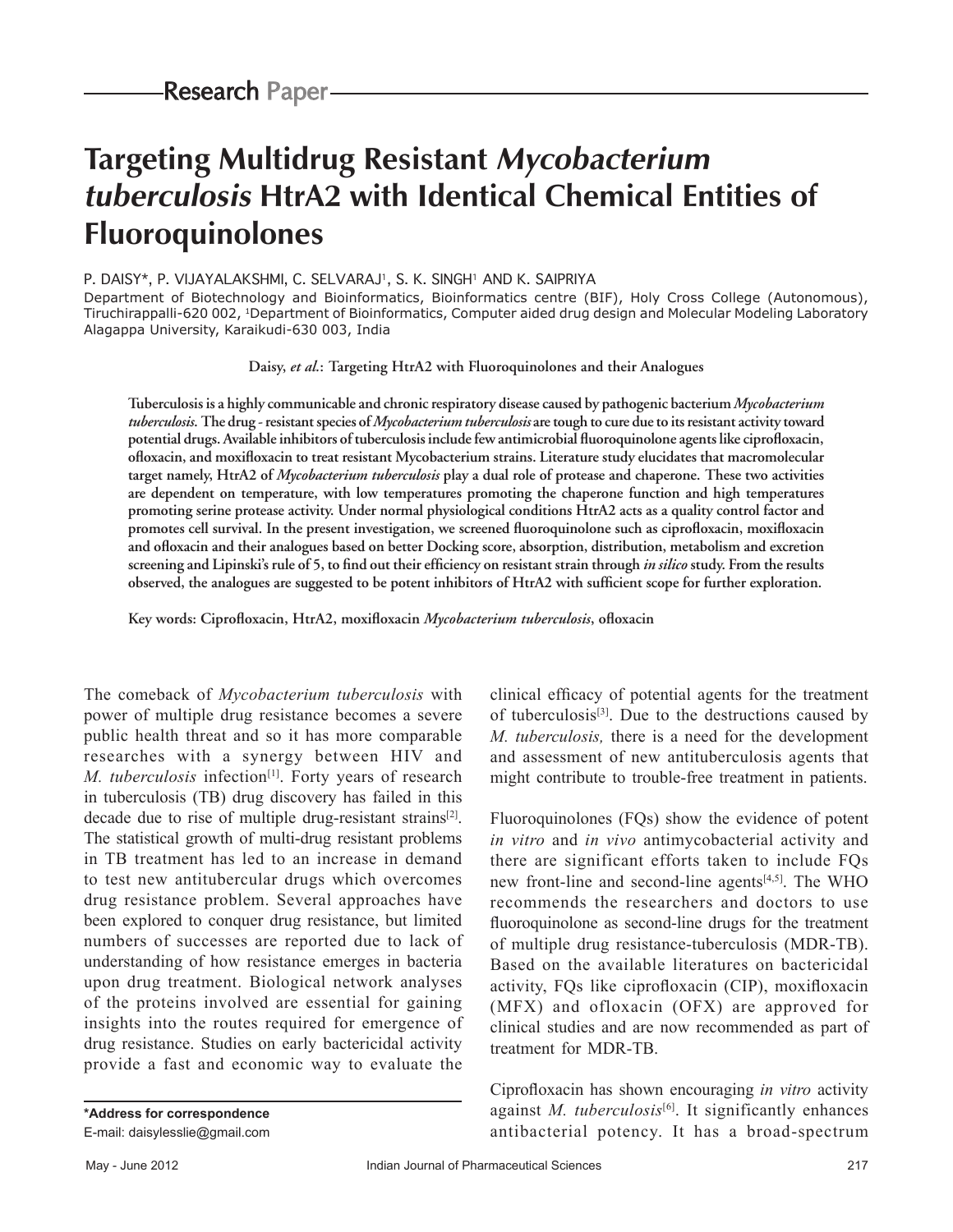Research Paper

# Targeting Multidrug Resistant *Mycobacterium tuberculosis* HtrA2 with Identical Chemical Entities of Fluoroquinolones

P. DAISY*, P. VIJAYALAKSHMI, C. SELVARAJ[1], S. K. SINGH[1] AND K. SAIPRIYA

Department of Biotechnology and Bioinformatics, Bioinformatics centre (BIF), Holy Cross College (Autonomous), Tiruchirappalli-620 002, [1]Department of Bioinformatics, Computer aided drug design and Molecular Modeling Laboratory Alagappa University, Karaikudi-630 003, India

Daisy, *et al.*: Targeting HtrA2 with Fluoroquinolones and their Analogues

**Tuberculosis is a highly communicable and chronic respiratory disease caused by pathogenic bacterium *Mycobacterium tuberculosis*. The drug - resistant species of *Mycobacterium tuberculosis* are tough to cure due to its resistant activity toward potential drugs. Available inhibitors of tuberculosis include few antimicrobial fluoroquinolone agents like ciprofloxacin, ofloxacin, and moxifloxacin to treat resistant Mycobacterium strains. Literature study elucidates that macromolecular target namely, HtrA2 of *Mycobacterium tuberculosis* play a dual role of protease and chaperone. These two activities are dependent on temperature, with low temperatures promoting the chaperone function and high temperatures promoting serine protease activity. Under normal physiological conditions HtrA2 acts as a quality control factor and promotes cell survival. In the present investigation, we screened fluoroquinolone such as ciprofloxacin, moxifloxacin and ofloxacin and their analogues based on better Docking score, absorption, distribution, metabolism and excretion screening and Lipinski's rule of 5, to find out their efficiency on resistant strain through *in silico* study. From the results observed, the analogues are suggested to be potent inhibitors of HtrA2 with sufficient scope for further exploration.**

**Key words: Ciprofloxacin, HtrA2, moxifloxacin *Mycobacterium tuberculosis*, ofloxacin**

The comeback of *Mycobacterium tuberculosis* with power of multiple drug resistance becomes a severe public health threat and so it has more comparable researches with a synergy between HIV and *M. tuberculosis* infection[1]. Forty years of research in tuberculosis (TB) drug discovery has failed in this decade due to rise of multiple drug-resistant strains[2]. The statistical growth of multi-drug resistant problems in TB treatment has led to an increase in demand to test new antitubercular drugs which overcomes drug resistance problem. Several approaches have been explored to conquer drug resistance, but limited numbers of successes are reported due to lack of understanding of how resistance emerges in bacteria upon drug treatment. Biological network analyses of the proteins involved are essential for gaining insights into the routes required for emergence of drug resistance. Studies on early bactericidal activity provide a fast and economic way to evaluate the clinical efficacy of potential agents for the treatment of tuberculosis[3]. Due to the destructions caused by *M. tuberculosis,* there is a need for the development and assessment of new antituberculosis agents that might contribute to trouble-free treatment in patients.

Fluoroquinolones (FQs) show the evidence of potent *in vitro* and *in vivo* antimycobacterial activity and there are significant efforts taken to include FQs new front-line and second-line agents[4,5]. The WHO recommends the researchers and doctors to use fluoroquinolone as second-line drugs for the treatment of multiple drug resistance-tuberculosis (MDR-TB). Based on the available literatures on bactericidal activity, FQs like ciprofloxacin (CIP), moxifloxacin (MFX) and ofloxacin (OFX) are approved for clinical studies and are now recommended as part of treatment for MDR-TB.

Ciprofloxacin has shown encouraging *in vitro* activity against *M. tuberculosis*[6]. It significantly enhances antibacterial potency. It has a broad-spectrum

**\*Address for correspondence**
E-mail: daisylesslie@gmail.com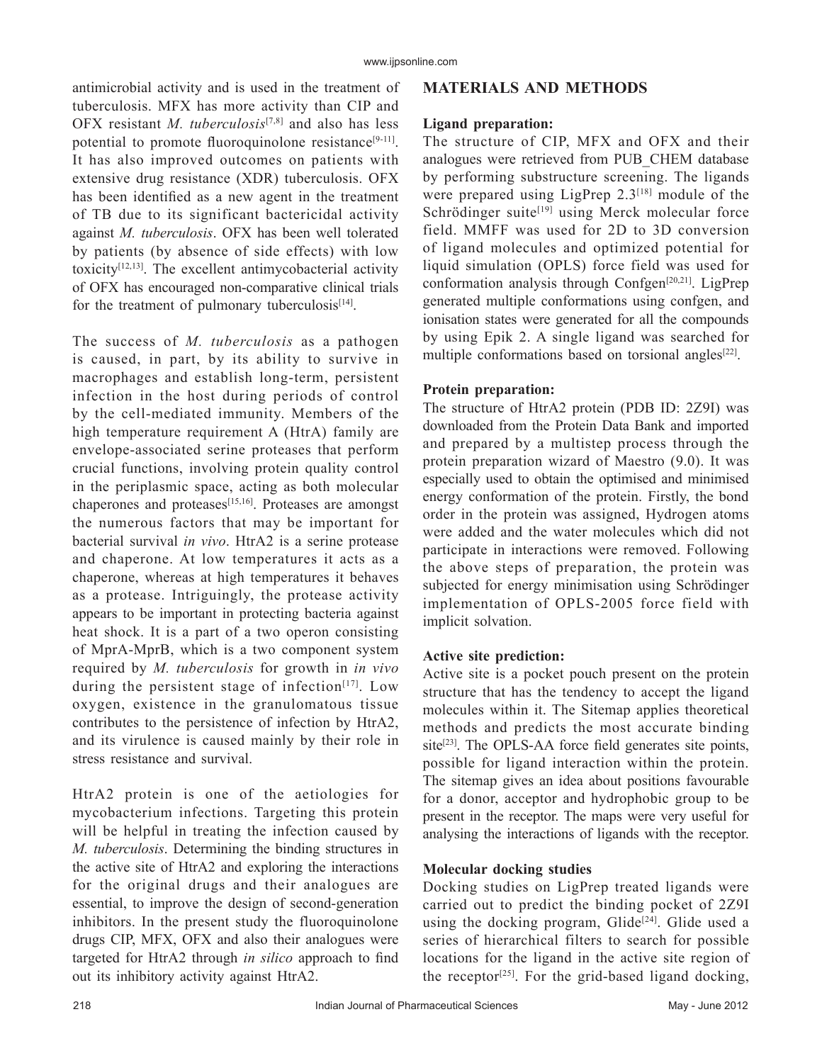antimicrobial activity and is used in the treatment of tuberculosis. MFX has more activity than CIP and OFX resistant *M. tuberculosis*[7,8] and also has less potential to promote fluoroquinolone resistance[9-11]. It has also improved outcomes on patients with extensive drug resistance (XDR) tuberculosis. OFX has been identified as a new agent in the treatment of TB due to its significant bactericidal activity against *M. tuberculosis*. OFX has been well tolerated by patients (by absence of side effects) with low toxicity[12,13]. The excellent antimycobacterial activity of OFX has encouraged non-comparative clinical trials for the treatment of pulmonary tuberculosis[14].

The success of *M. tuberculosis* as a pathogen is caused, in part, by its ability to survive in macrophages and establish long-term, persistent infection in the host during periods of control by the cell-mediated immunity. Members of the high temperature requirement A (HtrA) family are envelope-associated serine proteases that perform crucial functions, involving protein quality control in the periplasmic space, acting as both molecular chaperones and proteases[15,16]. Proteases are amongst the numerous factors that may be important for bacterial survival *in vivo*. HtrA2 is a serine protease and chaperone. At low temperatures it acts as a chaperone, whereas at high temperatures it behaves as a protease. Intriguingly, the protease activity appears to be important in protecting bacteria against heat shock. It is a part of a two operon consisting of MprA-MprB, which is a two component system required by *M. tuberculosis* for growth in *in vivo* during the persistent stage of infection[17]. Low oxygen, existence in the granulomatous tissue contributes to the persistence of infection by HtrA2, and its virulence is caused mainly by their role in stress resistance and survival.

HtrA2 protein is one of the aetiologies for mycobacterium infections. Targeting this protein will be helpful in treating the infection caused by *M. tuberculosis*. Determining the binding structures in the active site of HtrA2 and exploring the interactions for the original drugs and their analogues are essential, to improve the design of second-generation inhibitors. In the present study the fluoroquinolone drugs CIP, MFX, OFX and also their analogues were targeted for HtrA2 through *in silico* approach to find out its inhibitory activity against HtrA2.

## MATERIALS AND METHODS

### Ligand preparation:

The structure of CIP, MFX and OFX and their analogues were retrieved from PUB_CHEM database by performing substructure screening. The ligands were prepared using LigPrep 2.3[18] module of the Schrödinger suite[19] using Merck molecular force field. MMFF was used for 2D to 3D conversion of ligand molecules and optimized potential for liquid simulation (OPLS) force field was used for conformation analysis through Confgen[20,21]. LigPrep generated multiple conformations using confgen, and ionisation states were generated for all the compounds by using Epik 2. A single ligand was searched for multiple conformations based on torsional angles[22].

### Protein preparation:

The structure of HtrA2 protein (PDB ID: 2Z9I) was downloaded from the Protein Data Bank and imported and prepared by a multistep process through the protein preparation wizard of Maestro (9.0). It was especially used to obtain the optimised and minimised energy conformation of the protein. Firstly, the bond order in the protein was assigned, Hydrogen atoms were added and the water molecules which did not participate in interactions were removed. Following the above steps of preparation, the protein was subjected for energy minimisation using Schrödinger implementation of OPLS-2005 force field with implicit solvation.

### Active site prediction:

Active site is a pocket pouch present on the protein structure that has the tendency to accept the ligand molecules within it. The Sitemap applies theoretical methods and predicts the most accurate binding site[23]. The OPLS-AA force field generates site points, possible for ligand interaction within the protein. The sitemap gives an idea about positions favourable for a donor, acceptor and hydrophobic group to be present in the receptor. The maps were very useful for analysing the interactions of ligands with the receptor.

### Molecular docking studies

Docking studies on LigPrep treated ligands were carried out to predict the binding pocket of 2Z9I using the docking program, Glide[24]. Glide used a series of hierarchical filters to search for possible locations for the ligand in the active site region of the receptor[25]. For the grid-based ligand docking,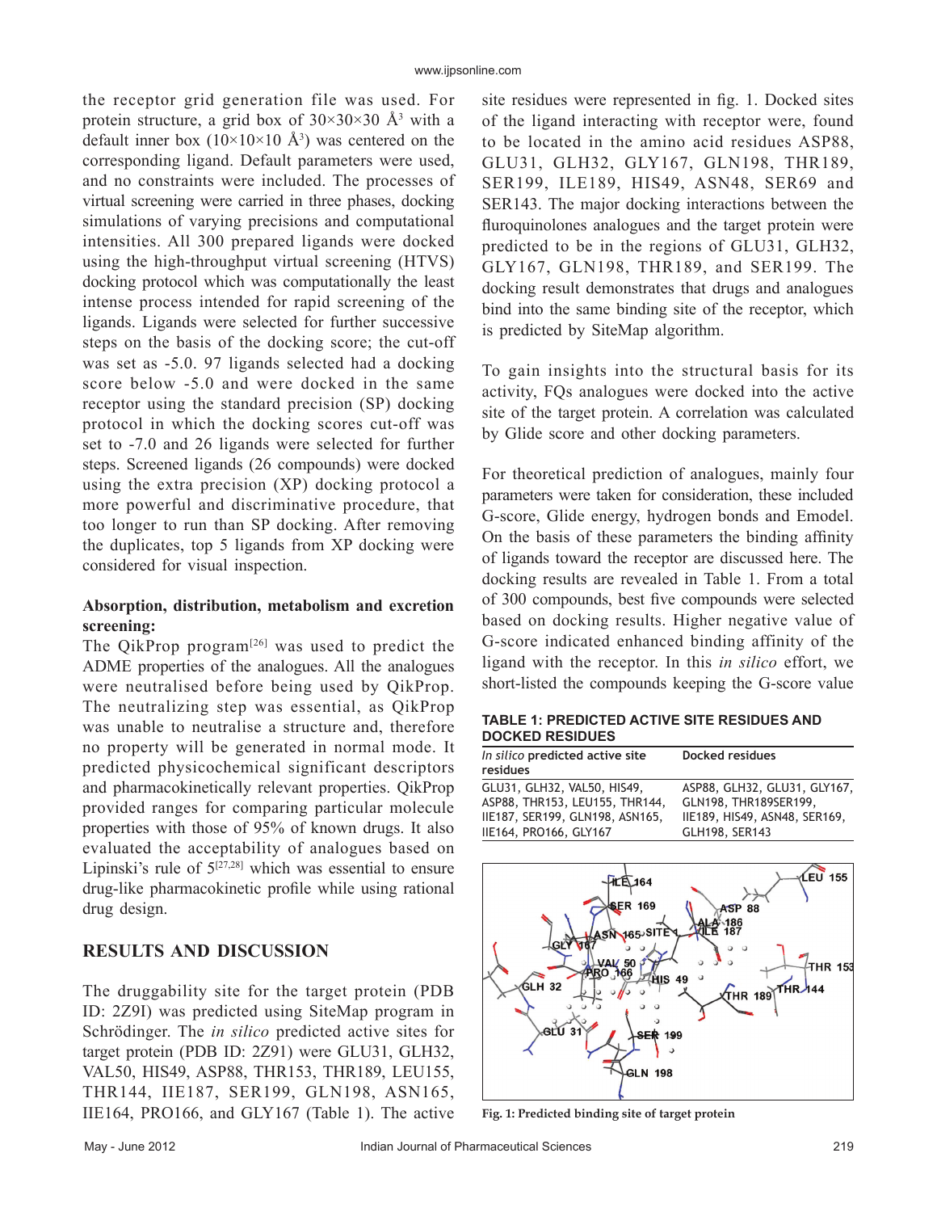the receptor grid generation file was used. For protein structure, a grid box of 30×30×30 Å$^3$ with a default inner box (10×10×10 Å$^3$) was centered on the corresponding ligand. Default parameters were used, and no constraints were included. The processes of virtual screening were carried in three phases, docking simulations of varying precisions and computational intensities. All 300 prepared ligands were docked using the high-throughput virtual screening (HTVS) docking protocol which was computationally the least intense process intended for rapid screening of the ligands. Ligands were selected for further successive steps on the basis of the docking score; the cut-off was set as -5.0. 97 ligands selected had a docking score below -5.0 and were docked in the same receptor using the standard precision (SP) docking protocol in which the docking scores cut-off was set to -7.0 and 26 ligands were selected for further steps. Screened ligands (26 compounds) were docked using the extra precision (XP) docking protocol a more powerful and discriminative procedure, that too longer to run than SP docking. After removing the duplicates, top 5 ligands from XP docking were considered for visual inspection.

**Absorption, distribution, metabolism and excretion screening:**

The QikProp program[26] was used to predict the ADME properties of the analogues. All the analogues were neutralised before being used by QikProp. The neutralizing step was essential, as QikProp was unable to neutralise a structure and, therefore no property will be generated in normal mode. It predicted physicochemical significant descriptors and pharmacokinetically relevant properties. QikProp provided ranges for comparing particular molecule properties with those of 95% of known drugs. It also evaluated the acceptability of analogues based on Lipinski's rule of 5[27,28] which was essential to ensure drug-like pharmacokinetic profile while using rational drug design.

## RESULTS AND DISCUSSION

The druggability site for the target protein (PDB ID: 2Z9I) was predicted using SiteMap program in Schrödinger. The *in silico* predicted active sites for target protein (PDB ID: 2Z91) were GLU31, GLH32, VAL50, HIS49, ASP88, THR153, THR189, LEU155, THR144, IIE187, SER199, GLN198, ASN165, IIE164, PRO166, and GLY167 (Table 1). The active site residues were represented in fig. 1. Docked sites of the ligand interacting with receptor were, found to be located in the amino acid residues ASP88, GLU31, GLH32, GLY167, GLN198, THR189, SER199, ILE189, HIS49, ASN48, SER69 and SER143. The major docking interactions between the fluroquinolones analogues and the target protein were predicted to be in the regions of GLU31, GLH32, GLY167, GLN198, THR189, and SER199. The docking result demonstrates that drugs and analogues bind into the same binding site of the receptor, which is predicted by SiteMap algorithm.

To gain insights into the structural basis for its activity, FQs analogues were docked into the active site of the target protein. A correlation was calculated by Glide score and other docking parameters.

For theoretical prediction of analogues, mainly four parameters were taken for consideration, these included G-score, Glide energy, hydrogen bonds and Emodel. On the basis of these parameters the binding affinity of ligands toward the receptor are discussed here. The docking results are revealed in Table 1. From a total of 300 compounds, best five compounds were selected based on docking results. Higher negative value of G-score indicated enhanced binding affinity of the ligand with the receptor. In this *in silico* effort, we short-listed the compounds keeping the G-score value

**TABLE 1: PREDICTED ACTIVE SITE RESIDUES AND DOCKED RESIDUES**

| *In silico* predicted active site residues | Docked residues |
|---|---|
| GLU31, GLH32, VAL50, HIS49, ASP88, THR153, LEU155, THR144, IIE187, SER199, GLN198, ASN165, IIE164, PRO166, GLY167 | ASP88, GLH32, GLU31, GLY167, GLN198, THR189SER199, IIE189, HIS49, ASN48, SER169, GLH198, SER143 |

**Fig. 1: Predicted binding site of target protein**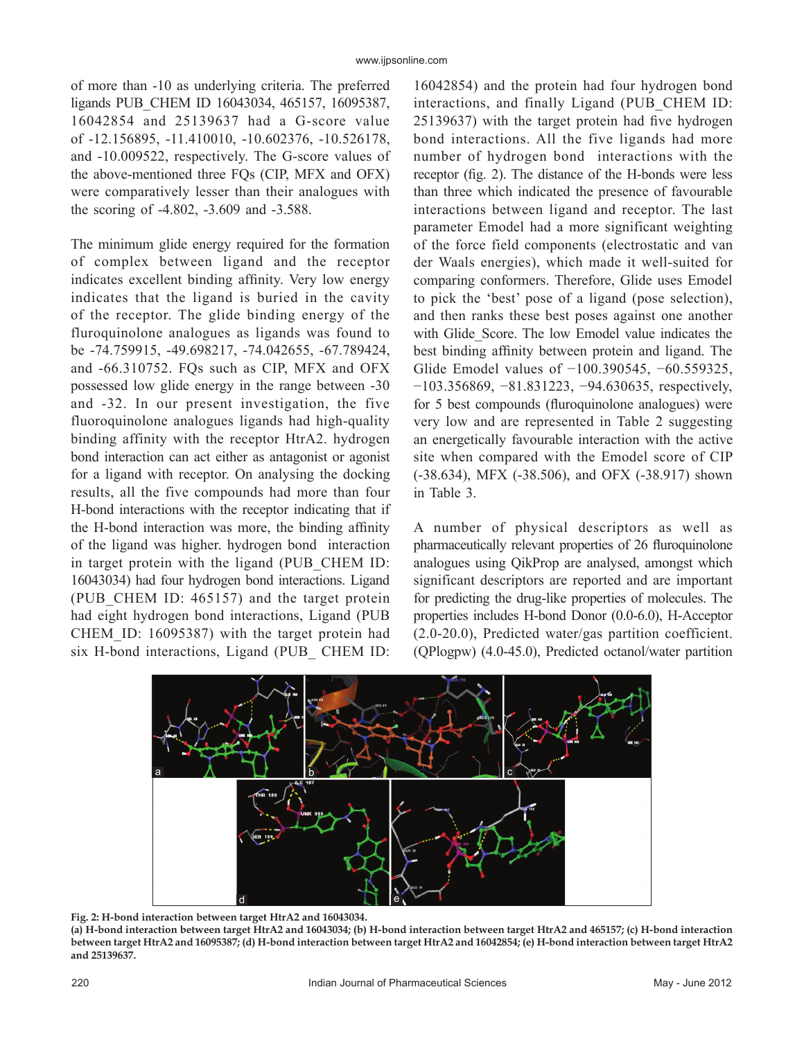of more than -10 as underlying criteria. The preferred ligands PUB_CHEM ID 16043034, 465157, 16095387, 16042854 and 25139637 had a G-score value of -12.156895, -11.410010, -10.602376, -10.526178, and -10.009522, respectively. The G-score values of the above-mentioned three FQs (CIP, MFX and OFX) were comparatively lesser than their analogues with the scoring of -4.802, -3.609 and -3.588.

The minimum glide energy required for the formation of complex between ligand and the receptor indicates excellent binding affinity. Very low energy indicates that the ligand is buried in the cavity of the receptor. The glide binding energy of the fluroquinolone analogues as ligands was found to be -74.759915, -49.698217, -74.042655, -67.789424, and -66.310752. FQs such as CIP, MFX and OFX possessed low glide energy in the range between -30 and -32. In our present investigation, the five fluoroquinolone analogues ligands had high-quality binding affinity with the receptor HtrA2. hydrogen bond interaction can act either as antagonist or agonist for a ligand with receptor. On analysing the docking results, all the five compounds had more than four H-bond interactions with the receptor indicating that if the H-bond interaction was more, the binding affinity of the ligand was higher. hydrogen bond interaction in target protein with the ligand (PUB_CHEM ID: 16043034) had four hydrogen bond interactions. Ligand (PUB_CHEM ID: 465157) and the target protein had eight hydrogen bond interactions, Ligand (PUB CHEM_ID: 16095387) with the target protein had six H-bond interactions, Ligand (PUB_ CHEM ID: 16042854) and the protein had four hydrogen bond interactions, and finally Ligand (PUB_CHEM ID: 25139637) with the target protein had five hydrogen bond interactions. All the five ligands had more number of hydrogen bond interactions with the receptor (fig. 2). The distance of the H-bonds were less than three which indicated the presence of favourable interactions between ligand and receptor. The last parameter Emodel had a more significant weighting of the force field components (electrostatic and van der Waals energies), which made it well-suited for comparing conformers. Therefore, Glide uses Emodel to pick the 'best' pose of a ligand (pose selection), and then ranks these best poses against one another with Glide_Score. The low Emodel value indicates the best binding affinity between protein and ligand. The Glide Emodel values of −100.390545, −60.559325, −103.356869, −81.831223, −94.630635, respectively, for 5 best compounds (fluroquinolone analogues) were very low and are represented in Table 2 suggesting an energetically favourable interaction with the active site when compared with the Emodel score of CIP (-38.634), MFX (-38.506), and OFX (-38.917) shown in Table 3.

A number of physical descriptors as well as pharmaceutically relevant properties of 26 fluroquinolone analogues using QikProp are analysed, amongst which significant descriptors are reported and are important for predicting the drug-like properties of molecules. The properties includes H-bond Donor (0.0-6.0), H-Acceptor (2.0-20.0), Predicted water/gas partition coefficient. (QPlogpw) (4.0-45.0), Predicted octanol/water partition

**Fig. 2: H-bond interaction between target HtrA2 and 16043034.**
**(a) H-bond interaction between target HtrA2 and 16043034; (b) H-bond interaction between target HtrA2 and 465157; (c) H-bond interaction between target HtrA2 and 16095387; (d) H-bond interaction between target HtrA2 and 16042854; (e) H-bond interaction between target HtrA2 and 25139637.**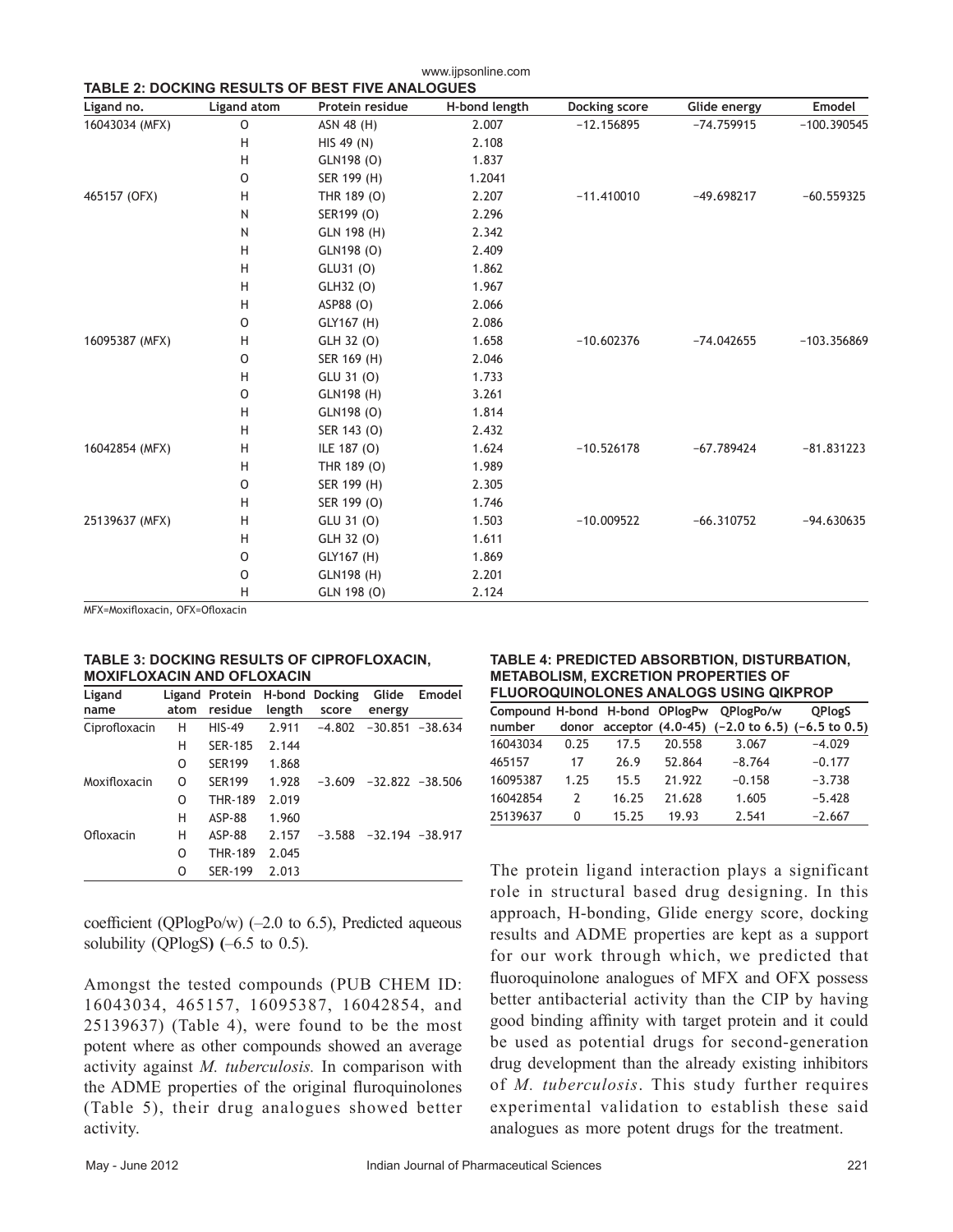**TABLE 2: DOCKING RESULTS OF BEST FIVE ANALOGUES**

| Ligand no. | Ligand atom | Protein residue | H-bond length | Docking score | Glide energy | Emodel |
|---|---|---|---|---|---|---|
| 16043034 (MFX) | O | ASN 48 (H) | 2.007 | −12.156895 | −74.759915 | −100.390545 |
| | H | HIS 49 (N) | 2.108 | | | |
| | H | GLN198 (O) | 1.837 | | | |
| | O | SER 199 (H) | 1.2041 | | | |
| 465157 (OFX) | H | THR 189 (O) | 2.207 | −11.410010 | −49.698217 | −60.559325 |
| | N | SER199 (O) | 2.296 | | | |
| | N | GLN 198 (H) | 2.342 | | | |
| | H | GLN198 (O) | 2.409 | | | |
| | H | GLU31 (O) | 1.862 | | | |
| | H | GLH32 (O) | 1.967 | | | |
| | H | ASP88 (O) | 2.066 | | | |
| | O | GLY167 (H) | 2.086 | | | |
| 16095387 (MFX) | H | GLH 32 (O) | 1.658 | −10.602376 | −74.042655 | −103.356869 |
| | O | SER 169 (H) | 2.046 | | | |
| | H | GLU 31 (O) | 1.733 | | | |
| | O | GLN198 (H) | 3.261 | | | |
| | H | GLN198 (O) | 1.814 | | | |
| | H | SER 143 (O) | 2.432 | | | |
| 16042854 (MFX) | H | ILE 187 (O) | 1.624 | −10.526178 | −67.789424 | −81.831223 |
| | H | THR 189 (O) | 1.989 | | | |
| | O | SER 199 (H) | 2.305 | | | |
| | H | SER 199 (O) | 1.746 | | | |
| 25139637 (MFX) | H | GLU 31 (O) | 1.503 | −10.009522 | −66.310752 | −94.630635 |
| | H | GLH 32 (O) | 1.611 | | | |
| | O | GLY167 (H) | 1.869 | | | |
| | O | GLN198 (H) | 2.201 | | | |
| | H | GLN 198 (O) | 2.124 | | | |

MFX=Moxifloxacin, OFX=Ofloxacin

**TABLE 3: DOCKING RESULTS OF CIPROFLOXACIN, MOXIFLOXACIN AND OFLOXACIN**

| Ligand name | Ligand atom | Protein residue | H-bond length | Docking score | Glide energy | Emodel |
|---|---|---|---|---|---|---|
| Ciprofloxacin | H | HIS-49 | 2.911 | −4.802 | −30.851 | −38.634 |
| | H | SER-185 | 2.144 | | | |
| | O | SER199 | 1.868 | | | |
| Moxifloxacin | O | SER199 | 1.928 | −3.609 | −32.822 | −38.506 |
| | O | THR-189 | 2.019 | | | |
| | H | ASP-88 | 1.960 | | | |
| Ofloxacin | H | ASP-88 | 2.157 | −3.588 | −32.194 | −38.917 |
| | O | THR-189 | 2.045 | | | |
| | O | SER-199 | 2.013 | | | |

coefficient (QPlogPo/w) (–2.0 to 6.5), Predicted aqueous solubility (QPlogS) (–6.5 to 0.5).

Amongst the tested compounds (PUB CHEM ID: 16043034, 465157, 16095387, 16042854, and 25139637) (Table 4), were found to be the most potent where as other compounds showed an average activity against *M. tuberculosis.* In comparison with the ADME properties of the original fluroquinolones (Table 5), their drug analogues showed better activity.

**TABLE 4: PREDICTED ABSORBTION, DISTURBATION, METABOLISM, EXCRETION PROPERTIES OF FLUOROQUINOLONES ANALOGS USING QIKPROP**

| Compound number | H-bond donor | H-bond acceptor | QPlogPw (4.0-45) | QPlogPo/w (−2.0 to 6.5) | QPlogS (−6.5 to 0.5) |
|---|---|---|---|---|---|
| 16043034 | 0.25 | 17.5 | 20.558 | 3.067 | −4.029 |
| 465157 | 17 | 26.9 | 52.864 | −8.764 | −0.177 |
| 16095387 | 1.25 | 15.5 | 21.922 | −0.158 | −3.738 |
| 16042854 | 2 | 16.25 | 21.628 | 1.605 | −5.428 |
| 25139637 | 0 | 15.25 | 19.93 | 2.541 | −2.667 |

The protein ligand interaction plays a significant role in structural based drug designing. In this approach, H-bonding, Glide energy score, docking results and ADME properties are kept as a support for our work through which, we predicted that fluoroquinolone analogues of MFX and OFX possess better antibacterial activity than the CIP by having good binding affinity with target protein and it could be used as potential drugs for second-generation drug development than the already existing inhibitors of *M. tuberculosis*. This study further requires experimental validation to establish these said analogues as more potent drugs for the treatment.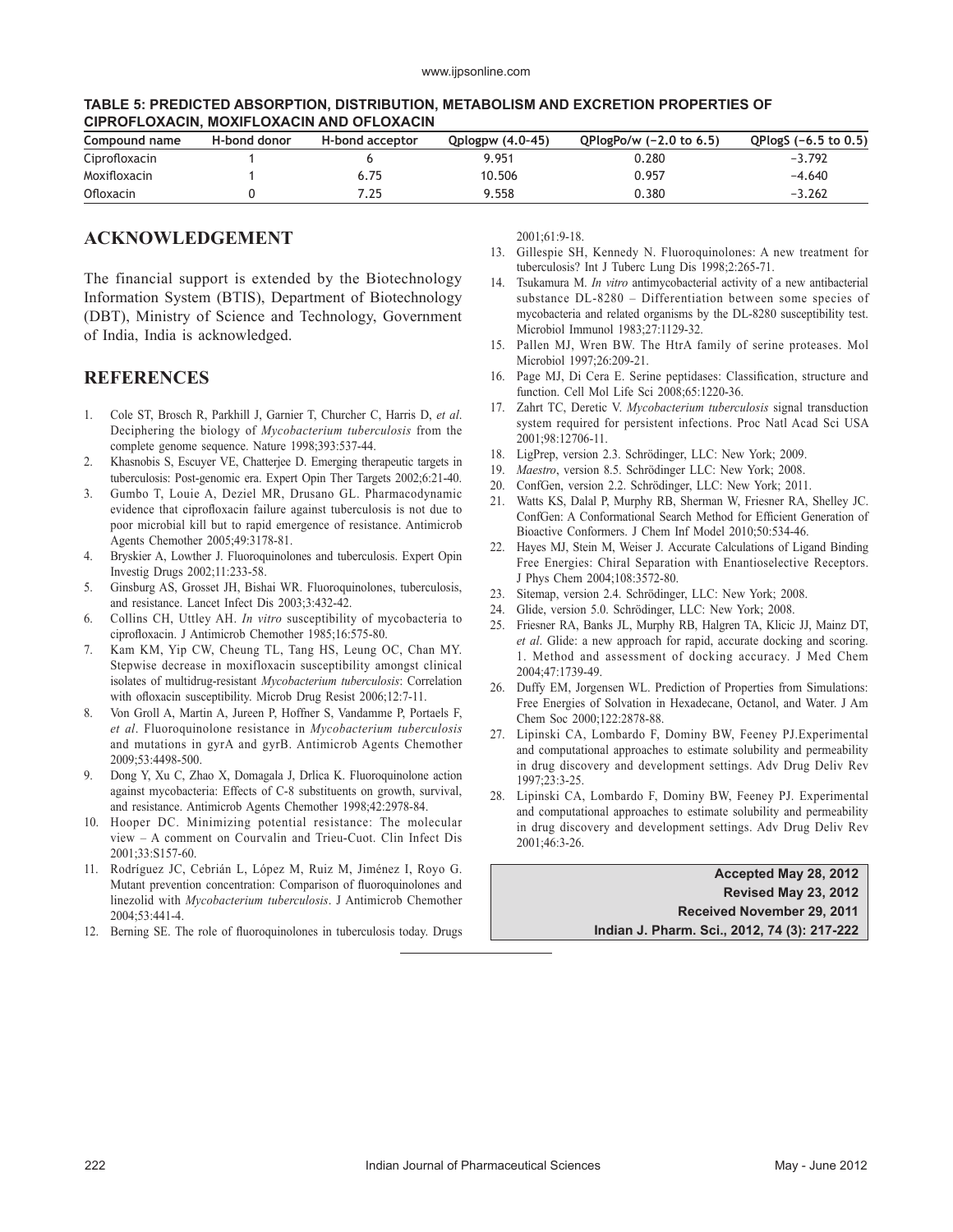**TABLE 5: PREDICTED ABSORPTION, DISTRIBUTION, METABOLISM AND EXCRETION PROPERTIES OF CIPROFLOXACIN, MOXIFLOXACIN AND OFLOXACIN**

| Compound name | H-bond donor | H-bond acceptor | Qplogpw (4.0-45) | QPlogPo/w (−2.0 to 6.5) | QPlogS (−6.5 to 0.5) |
|---|---|---|---|---|---|
| Ciprofloxacin | 1 | 6 | 9.951 | 0.280 | −3.792 |
| Moxifloxacin | 1 | 6.75 | 10.506 | 0.957 | −4.640 |
| Ofloxacin | 0 | 7.25 | 9.558 | 0.380 | −3.262 |

## ACKNOWLEDGEMENT

The financial support is extended by the Biotechnology Information System (BTIS), Department of Biotechnology (DBT), Ministry of Science and Technology, Government of India, India is acknowledged.

## REFERENCES

1. Cole ST, Brosch R, Parkhill J, Garnier T, Churcher C, Harris D, *et al*. Deciphering the biology of *Mycobacterium tuberculosis* from the complete genome sequence. Nature 1998;393:537-44.
2. Khasnobis S, Escuyer VE, Chatterjee D. Emerging therapeutic targets in tuberculosis: Post-genomic era. Expert Opin Ther Targets 2002;6:21-40.
3. Gumbo T, Louie A, Deziel MR, Drusano GL. Pharmacodynamic evidence that ciprofloxacin failure against tuberculosis is not due to poor microbial kill but to rapid emergence of resistance. Antimicrob Agents Chemother 2005;49:3178-81.
4. Bryskier A, Lowther J. Fluoroquinolones and tuberculosis. Expert Opin Investig Drugs 2002;11:233-58.
5. Ginsburg AS, Grosset JH, Bishai WR. Fluoroquinolones, tuberculosis, and resistance. Lancet Infect Dis 2003;3:432-42.
6. Collins CH, Uttley AH. *In vitro* susceptibility of mycobacteria to ciprofloxacin. J Antimicrob Chemother 1985;16:575-80.
7. Kam KM, Yip CW, Cheung TL, Tang HS, Leung OC, Chan MY. Stepwise decrease in moxifloxacin susceptibility amongst clinical isolates of multidrug-resistant *Mycobacterium tuberculosis*: Correlation with ofloxacin susceptibility. Microb Drug Resist 2006;12:7-11.
8. Von Groll A, Martin A, Jureen P, Hoffner S, Vandamme P, Portaels F, *et al*. Fluoroquinolone resistance in *Mycobacterium tuberculosis* and mutations in gyrA and gyrB. Antimicrob Agents Chemother 2009;53:4498-500.
9. Dong Y, Xu C, Zhao X, Domagala J, Drlica K. Fluoroquinolone action against mycobacteria: Effects of C-8 substituents on growth, survival, and resistance. Antimicrob Agents Chemother 1998;42:2978-84.
10. Hooper DC. Minimizing potential resistance: The molecular view – A comment on Courvalin and Trieu-Cuot. Clin Infect Dis 2001;33:S157-60.
11. Rodríguez JC, Cebrián L, López M, Ruiz M, Jiménez I, Royo G. Mutant prevention concentration: Comparison of fluoroquinolones and linezolid with *Mycobacterium tuberculosis*. J Antimicrob Chemother 2004;53:441-4.
12. Berning SE. The role of fluoroquinolones in tuberculosis today. Drugs 2001;61:9-18.
13. Gillespie SH, Kennedy N. Fluoroquinolones: A new treatment for tuberculosis? Int J Tuberc Lung Dis 1998;2:265-71.
14. Tsukamura M. *In vitro* antimycobacterial activity of a new antibacterial substance DL-8280 – Differentiation between some species of mycobacteria and related organisms by the DL-8280 susceptibility test. Microbiol Immunol 1983;27:1129-32.
15. Pallen MJ, Wren BW. The HtrA family of serine proteases. Mol Microbiol 1997;26:209-21.
16. Page MJ, Di Cera E. Serine peptidases: Classification, structure and function. Cell Mol Life Sci 2008;65:1220-36.
17. Zahrt TC, Deretic V. *Mycobacterium tuberculosis* signal transduction system required for persistent infections. Proc Natl Acad Sci USA 2001;98:12706-11.
18. LigPrep, version 2.3. Schrödinger, LLC: New York; 2009.
19. *Maestro*, version 8.5. Schrödinger LLC: New York; 2008.
20. ConfGen, version 2.2. Schrödinger, LLC: New York; 2011.
21. Watts KS, Dalal P, Murphy RB, Sherman W, Friesner RA, Shelley JC. ConfGen: A Conformational Search Method for Efficient Generation of Bioactive Conformers. J Chem Inf Model 2010;50:534-46.
22. Hayes MJ, Stein M, Weiser J. Accurate Calculations of Ligand Binding Free Energies: Chiral Separation with Enantioselective Receptors. J Phys Chem 2004;108:3572-80.
23. Sitemap, version 2.4. Schrödinger, LLC: New York; 2008.
24. Glide, version 5.0. Schrödinger, LLC: New York; 2008.
25. Friesner RA, Banks JL, Murphy RB, Halgren TA, Klicic JJ, Mainz DT, *et al*. Glide: a new approach for rapid, accurate docking and scoring. 1. Method and assessment of docking accuracy. J Med Chem 2004;47:1739-49.
26. Duffy EM, Jorgensen WL. Prediction of Properties from Simulations: Free Energies of Solvation in Hexadecane, Octanol, and Water. J Am Chem Soc 2000;122:2878-88.
27. Lipinski CA, Lombardo F, Dominy BW, Feeney PJ.Experimental and computational approaches to estimate solubility and permeability in drug discovery and development settings. Adv Drug Deliv Rev 1997;23:3-25.
28. Lipinski CA, Lombardo F, Dominy BW, Feeney PJ. Experimental and computational approaches to estimate solubility and permeability in drug discovery and development settings. Adv Drug Deliv Rev 2001;46:3-26.

**Accepted May 28, 2012**
**Revised May 23, 2012**
**Received November 29, 2011**
**Indian J. Pharm. Sci., 2012, 74 (3): 217-222**